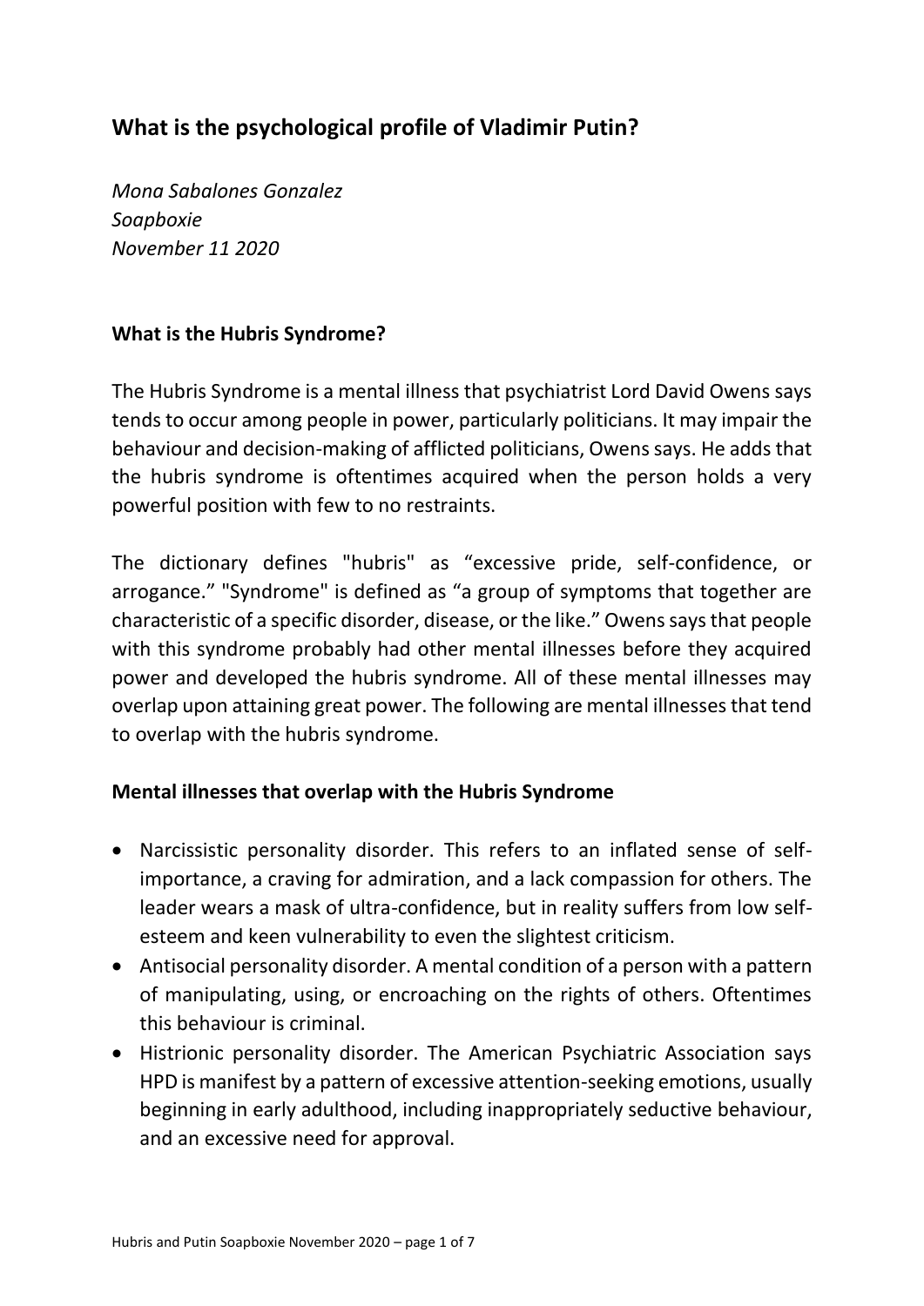# What is the psychological profile of Vladimir Putin?

*Mona Sabalones Gonzalez*
*Soapboxie*
*November 11 2020*

## What is the Hubris Syndrome?

The Hubris Syndrome is a mental illness that psychiatrist Lord David Owens says tends to occur among people in power, particularly politicians. It may impair the behaviour and decision-making of afflicted politicians, Owens says. He adds that the hubris syndrome is oftentimes acquired when the person holds a very powerful position with few to no restraints.

The dictionary defines "hubris" as "excessive pride, self-confidence, or arrogance." "Syndrome" is defined as "a group of symptoms that together are characteristic of a specific disorder, disease, or the like." Owens says that people with this syndrome probably had other mental illnesses before they acquired power and developed the hubris syndrome. All of these mental illnesses may overlap upon attaining great power. The following are mental illnesses that tend to overlap with the hubris syndrome.

## Mental illnesses that overlap with the Hubris Syndrome

- Narcissistic personality disorder. This refers to an inflated sense of self-importance, a craving for admiration, and a lack compassion for others. The leader wears a mask of ultra-confidence, but in reality suffers from low self-esteem and keen vulnerability to even the slightest criticism.
- Antisocial personality disorder. A mental condition of a person with a pattern of manipulating, using, or encroaching on the rights of others. Oftentimes this behaviour is criminal.
- Histrionic personality disorder. The American Psychiatric Association says HPD is manifest by a pattern of excessive attention-seeking emotions, usually beginning in early adulthood, including inappropriately seductive behaviour, and an excessive need for approval.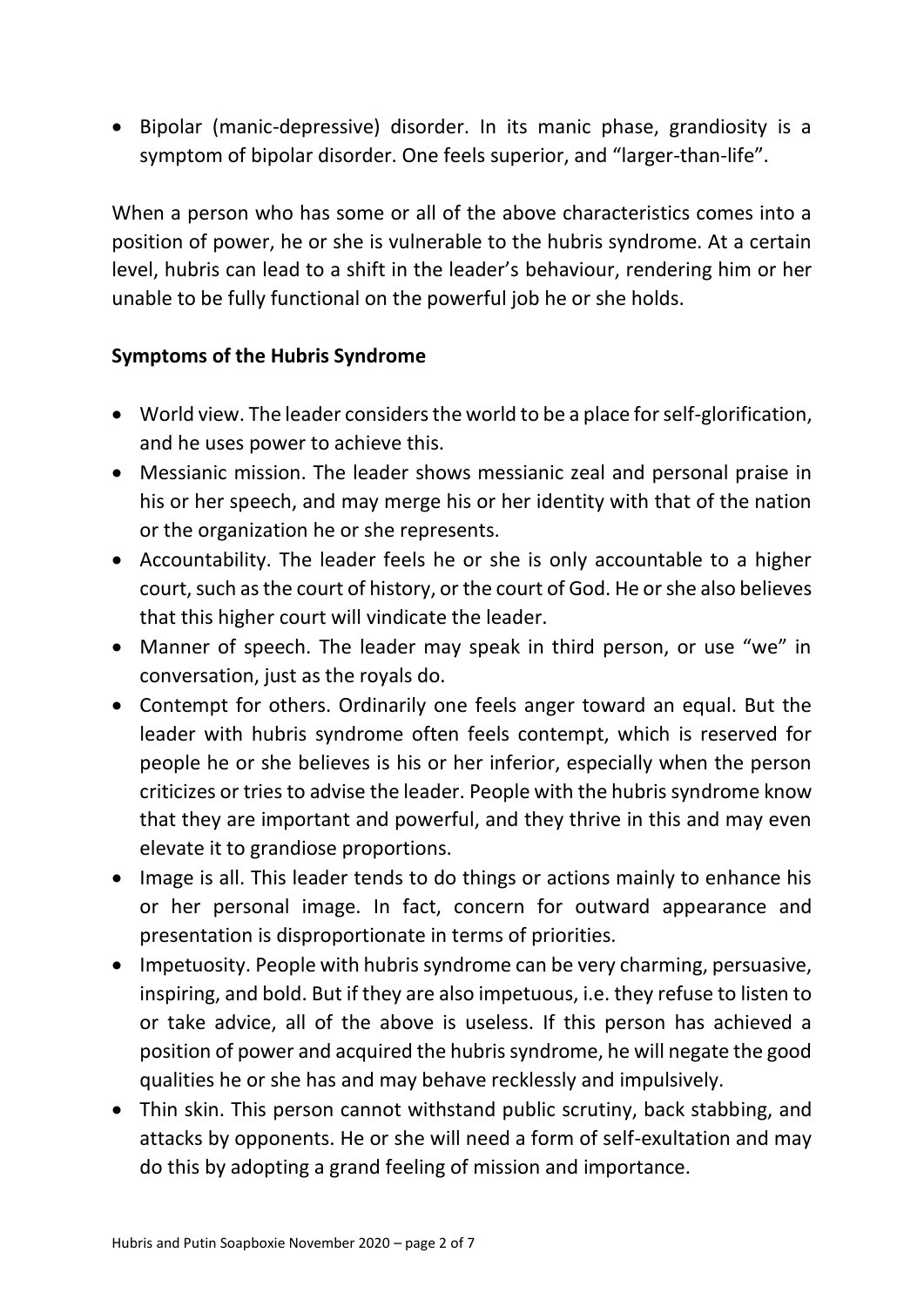- Bipolar (manic-depressive) disorder. In its manic phase, grandiosity is a symptom of bipolar disorder. One feels superior, and "larger-than-life".

When a person who has some or all of the above characteristics comes into a position of power, he or she is vulnerable to the hubris syndrome. At a certain level, hubris can lead to a shift in the leader's behaviour, rendering him or her unable to be fully functional on the powerful job he or she holds.

**Symptoms of the Hubris Syndrome**

- World view. The leader considers the world to be a place for self-glorification, and he uses power to achieve this.
- Messianic mission. The leader shows messianic zeal and personal praise in his or her speech, and may merge his or her identity with that of the nation or the organization he or she represents.
- Accountability. The leader feels he or she is only accountable to a higher court, such as the court of history, or the court of God. He or she also believes that this higher court will vindicate the leader.
- Manner of speech. The leader may speak in third person, or use "we" in conversation, just as the royals do.
- Contempt for others. Ordinarily one feels anger toward an equal. But the leader with hubris syndrome often feels contempt, which is reserved for people he or she believes is his or her inferior, especially when the person criticizes or tries to advise the leader. People with the hubris syndrome know that they are important and powerful, and they thrive in this and may even elevate it to grandiose proportions.
- Image is all. This leader tends to do things or actions mainly to enhance his or her personal image. In fact, concern for outward appearance and presentation is disproportionate in terms of priorities.
- Impetuosity. People with hubris syndrome can be very charming, persuasive, inspiring, and bold. But if they are also impetuous, i.e. they refuse to listen to or take advice, all of the above is useless. If this person has achieved a position of power and acquired the hubris syndrome, he will negate the good qualities he or she has and may behave recklessly and impulsively.
- Thin skin. This person cannot withstand public scrutiny, back stabbing, and attacks by opponents. He or she will need a form of self-exultation and may do this by adopting a grand feeling of mission and importance.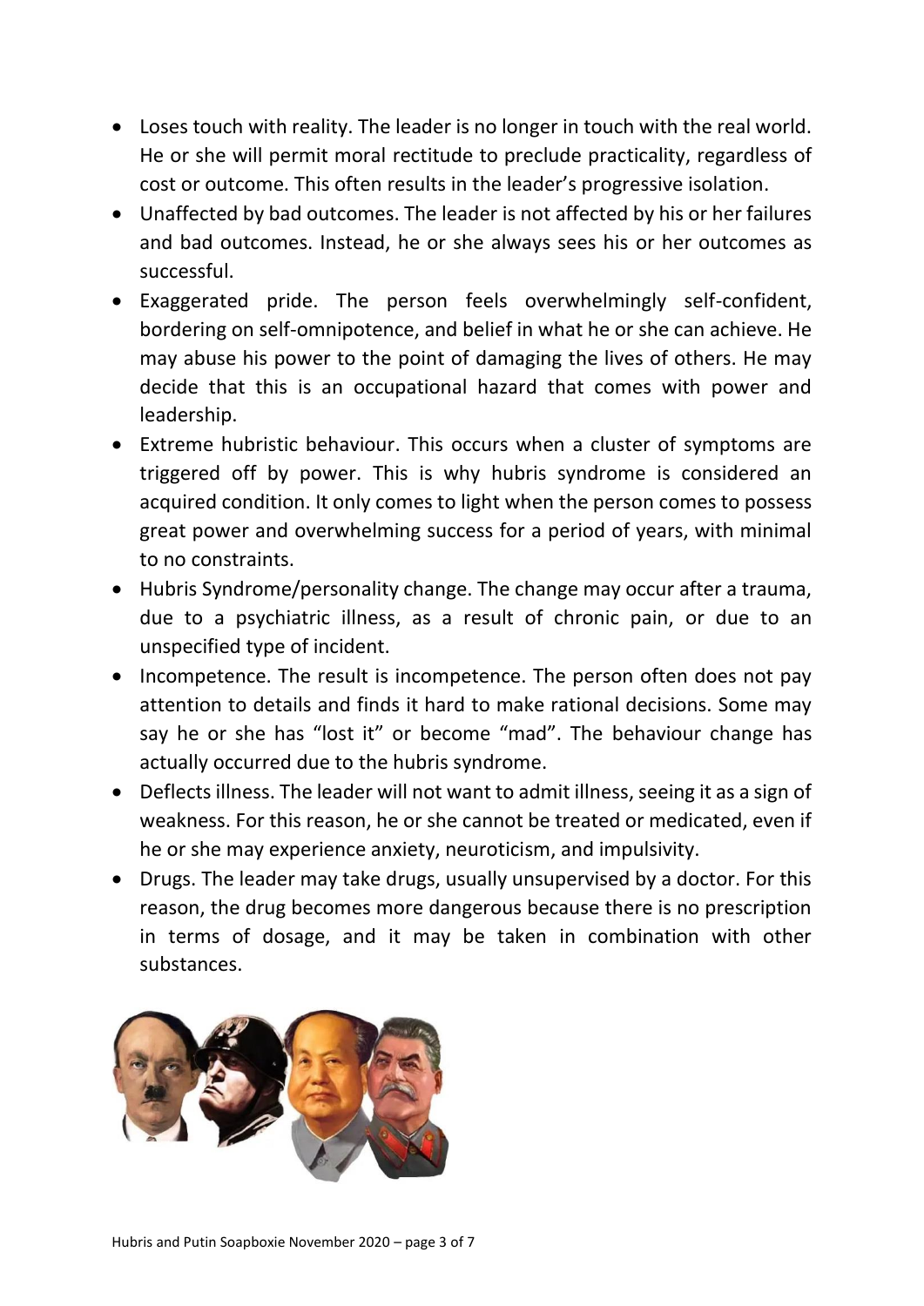- Loses touch with reality. The leader is no longer in touch with the real world. He or she will permit moral rectitude to preclude practicality, regardless of cost or outcome. This often results in the leader's progressive isolation.
- Unaffected by bad outcomes. The leader is not affected by his or her failures and bad outcomes. Instead, he or she always sees his or her outcomes as successful.
- Exaggerated pride. The person feels overwhelmingly self-confident, bordering on self-omnipotence, and belief in what he or she can achieve. He may abuse his power to the point of damaging the lives of others. He may decide that this is an occupational hazard that comes with power and leadership.
- Extreme hubristic behaviour. This occurs when a cluster of symptoms are triggered off by power. This is why hubris syndrome is considered an acquired condition. It only comes to light when the person comes to possess great power and overwhelming success for a period of years, with minimal to no constraints.
- Hubris Syndrome/personality change. The change may occur after a trauma, due to a psychiatric illness, as a result of chronic pain, or due to an unspecified type of incident.
- Incompetence. The result is incompetence. The person often does not pay attention to details and finds it hard to make rational decisions. Some may say he or she has "lost it" or become "mad". The behaviour change has actually occurred due to the hubris syndrome.
- Deflects illness. The leader will not want to admit illness, seeing it as a sign of weakness. For this reason, he or she cannot be treated or medicated, even if he or she may experience anxiety, neuroticism, and impulsivity.
- Drugs. The leader may take drugs, usually unsupervised by a doctor. For this reason, the drug becomes more dangerous because there is no prescription in terms of dosage, and it may be taken in combination with other substances.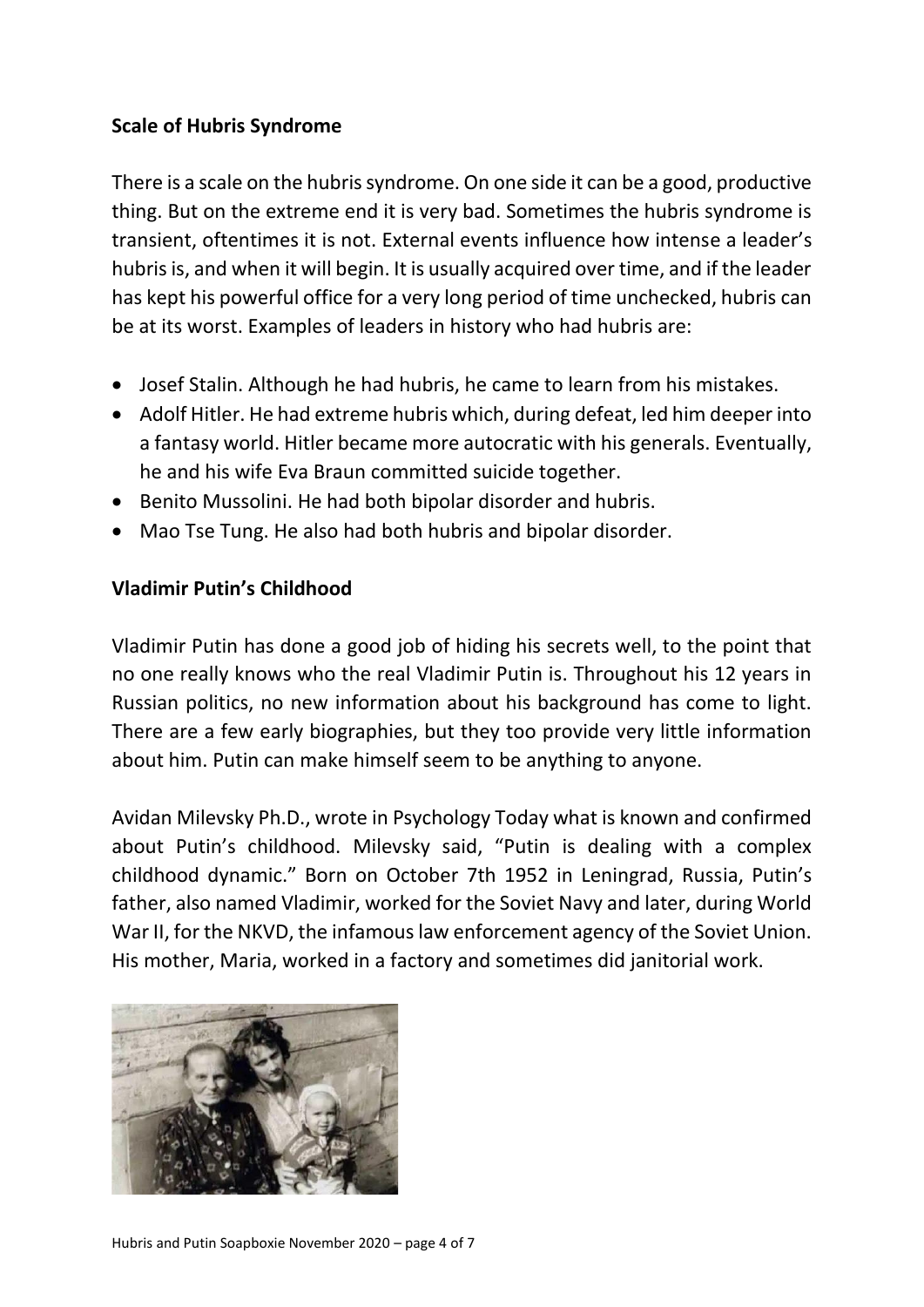**Scale of Hubris Syndrome**

There is a scale on the hubris syndrome. On one side it can be a good, productive thing. But on the extreme end it is very bad. Sometimes the hubris syndrome is transient, oftentimes it is not. External events influence how intense a leader's hubris is, and when it will begin. It is usually acquired over time, and if the leader has kept his powerful office for a very long period of time unchecked, hubris can be at its worst. Examples of leaders in history who had hubris are:

- Josef Stalin. Although he had hubris, he came to learn from his mistakes.
- Adolf Hitler. He had extreme hubris which, during defeat, led him deeper into a fantasy world. Hitler became more autocratic with his generals. Eventually, he and his wife Eva Braun committed suicide together.
- Benito Mussolini. He had both bipolar disorder and hubris.
- Mao Tse Tung. He also had both hubris and bipolar disorder.

**Vladimir Putin's Childhood**

Vladimir Putin has done a good job of hiding his secrets well, to the point that no one really knows who the real Vladimir Putin is. Throughout his 12 years in Russian politics, no new information about his background has come to light. There are a few early biographies, but they too provide very little information about him. Putin can make himself seem to be anything to anyone.

Avidan Milevsky Ph.D., wrote in Psychology Today what is known and confirmed about Putin's childhood. Milevsky said, "Putin is dealing with a complex childhood dynamic." Born on October 7th 1952 in Leningrad, Russia, Putin's father, also named Vladimir, worked for the Soviet Navy and later, during World War II, for the NKVD, the infamous law enforcement agency of the Soviet Union. His mother, Maria, worked in a factory and sometimes did janitorial work.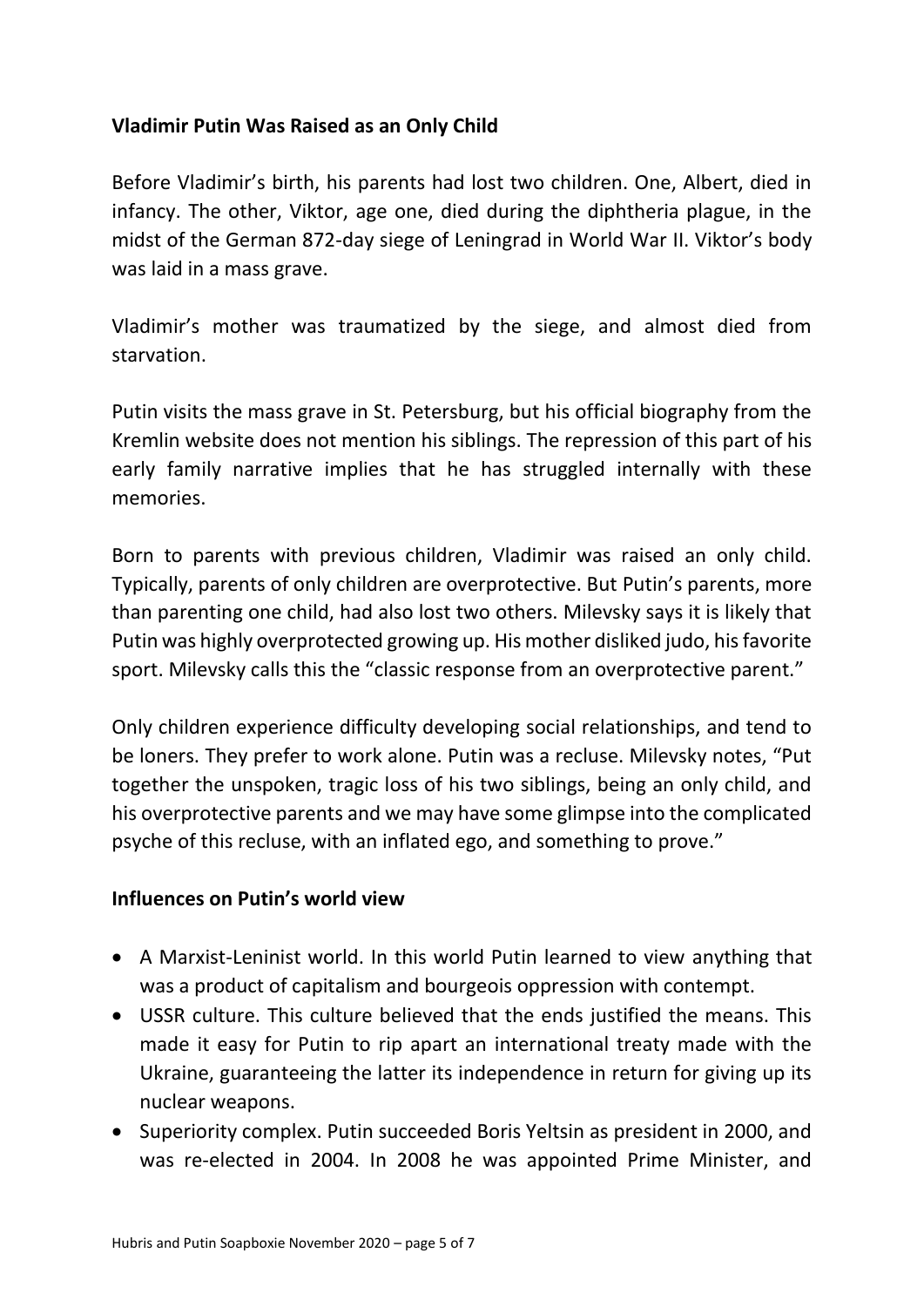**Vladimir Putin Was Raised as an Only Child**

Before Vladimir's birth, his parents had lost two children. One, Albert, died in infancy. The other, Viktor, age one, died during the diphtheria plague, in the midst of the German 872-day siege of Leningrad in World War II. Viktor's body was laid in a mass grave.

Vladimir's mother was traumatized by the siege, and almost died from starvation.

Putin visits the mass grave in St. Petersburg, but his official biography from the Kremlin website does not mention his siblings. The repression of this part of his early family narrative implies that he has struggled internally with these memories.

Born to parents with previous children, Vladimir was raised an only child. Typically, parents of only children are overprotective. But Putin's parents, more than parenting one child, had also lost two others. Milevsky says it is likely that Putin was highly overprotected growing up. His mother disliked judo, his favorite sport. Milevsky calls this the "classic response from an overprotective parent."

Only children experience difficulty developing social relationships, and tend to be loners. They prefer to work alone. Putin was a recluse. Milevsky notes, "Put together the unspoken, tragic loss of his two siblings, being an only child, and his overprotective parents and we may have some glimpse into the complicated psyche of this recluse, with an inflated ego, and something to prove."

**Influences on Putin's world view**

- A Marxist-Leninist world. In this world Putin learned to view anything that was a product of capitalism and bourgeois oppression with contempt.
- USSR culture. This culture believed that the ends justified the means. This made it easy for Putin to rip apart an international treaty made with the Ukraine, guaranteeing the latter its independence in return for giving up its nuclear weapons.
- Superiority complex. Putin succeeded Boris Yeltsin as president in 2000, and was re-elected in 2004. In 2008 he was appointed Prime Minister, and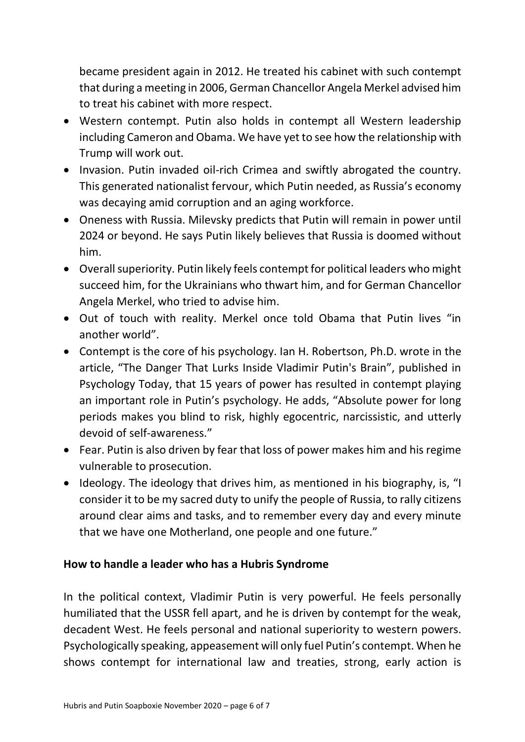became president again in 2012. He treated his cabinet with such contempt that during a meeting in 2006, German Chancellor Angela Merkel advised him to treat his cabinet with more respect.

- Western contempt. Putin also holds in contempt all Western leadership including Cameron and Obama. We have yet to see how the relationship with Trump will work out.
- Invasion. Putin invaded oil-rich Crimea and swiftly abrogated the country. This generated nationalist fervour, which Putin needed, as Russia's economy was decaying amid corruption and an aging workforce.
- Oneness with Russia. Milevsky predicts that Putin will remain in power until 2024 or beyond. He says Putin likely believes that Russia is doomed without him.
- Overall superiority. Putin likely feels contempt for political leaders who might succeed him, for the Ukrainians who thwart him, and for German Chancellor Angela Merkel, who tried to advise him.
- Out of touch with reality. Merkel once told Obama that Putin lives "in another world".
- Contempt is the core of his psychology. Ian H. Robertson, Ph.D. wrote in the article, "The Danger That Lurks Inside Vladimir Putin's Brain", published in Psychology Today, that 15 years of power has resulted in contempt playing an important role in Putin's psychology. He adds, "Absolute power for long periods makes you blind to risk, highly egocentric, narcissistic, and utterly devoid of self-awareness."
- Fear. Putin is also driven by fear that loss of power makes him and his regime vulnerable to prosecution.
- Ideology. The ideology that drives him, as mentioned in his biography, is, "I consider it to be my sacred duty to unify the people of Russia, to rally citizens around clear aims and tasks, and to remember every day and every minute that we have one Motherland, one people and one future."

**How to handle a leader who has a Hubris Syndrome**

In the political context, Vladimir Putin is very powerful. He feels personally humiliated that the USSR fell apart, and he is driven by contempt for the weak, decadent West. He feels personal and national superiority to western powers. Psychologically speaking, appeasement will only fuel Putin's contempt. When he shows contempt for international law and treaties, strong, early action is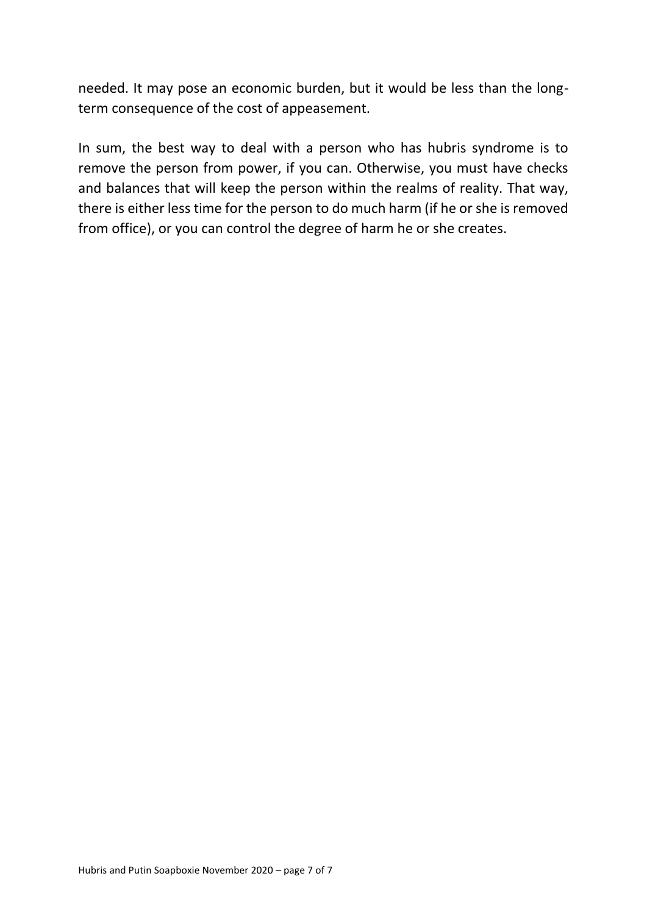needed. It may pose an economic burden, but it would be less than the long-term consequence of the cost of appeasement.

In sum, the best way to deal with a person who has hubris syndrome is to remove the person from power, if you can. Otherwise, you must have checks and balances that will keep the person within the realms of reality. That way, there is either less time for the person to do much harm (if he or she is removed from office), or you can control the degree of harm he or she creates.